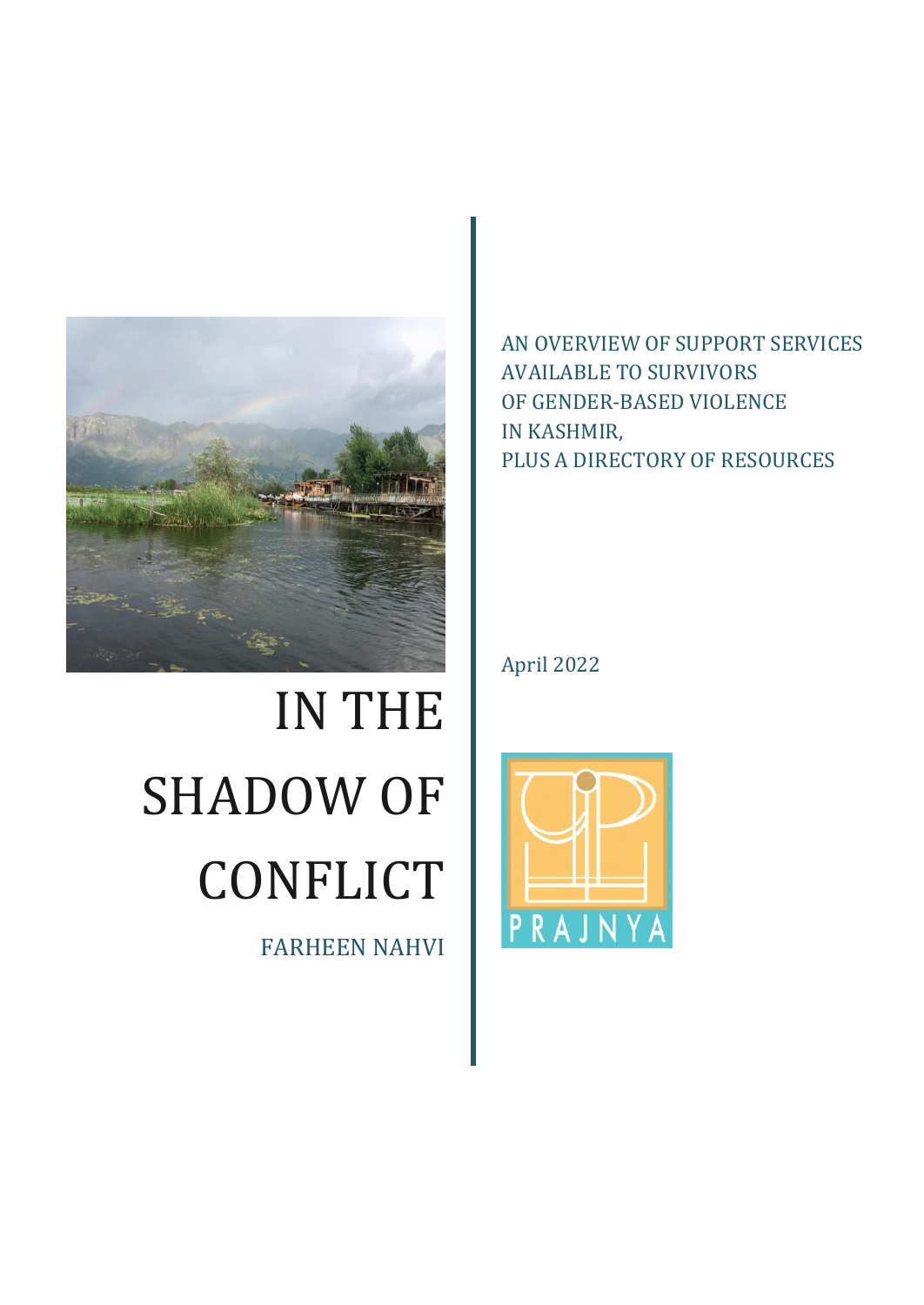# IN THE SHADOW OF CONFLICT

FARHEEN NAHVI

AN OVERVIEW OF SUPPORT SERVICES AVAILABLE TO SURVIVORS OF GENDER-BASED VIOLENCE IN KASHMIR, PLUS A DIRECTORY OF RESOURCES

April 2022

PRAJNYA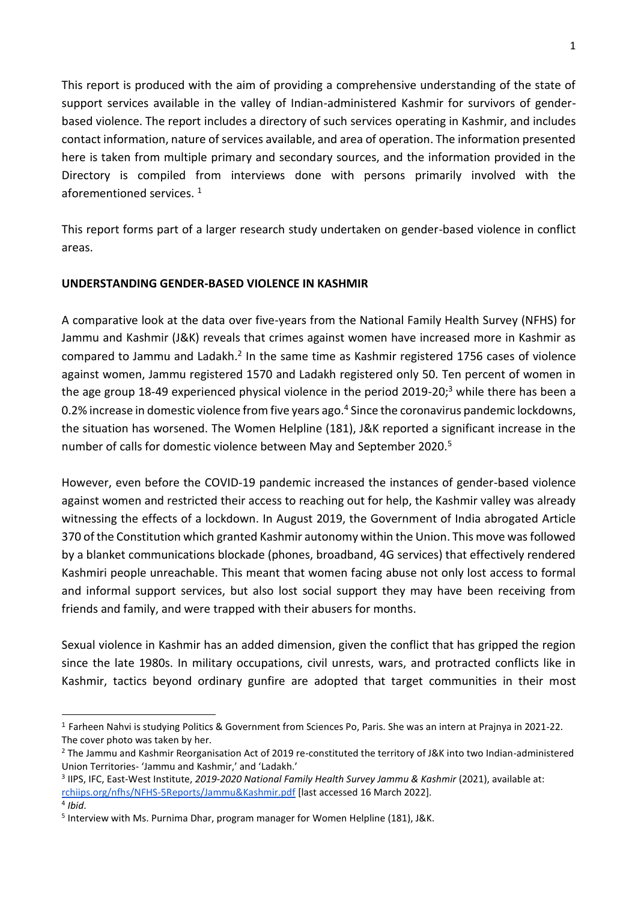This report is produced with the aim of providing a comprehensive understanding of the state of support services available in the valley of Indian-administered Kashmir for survivors of gender-based violence. The report includes a directory of such services operating in Kashmir, and includes contact information, nature of services available, and area of operation. The information presented here is taken from multiple primary and secondary sources, and the information provided in the Directory is compiled from interviews done with persons primarily involved with the aforementioned services. [1]

This report forms part of a larger research study undertaken on gender-based violence in conflict areas.

**UNDERSTANDING GENDER-BASED VIOLENCE IN KASHMIR**

A comparative look at the data over five-years from the National Family Health Survey (NFHS) for Jammu and Kashmir (J&K) reveals that crimes against women have increased more in Kashmir as compared to Jammu and Ladakh.[2] In the same time as Kashmir registered 1756 cases of violence against women, Jammu registered 1570 and Ladakh registered only 50. Ten percent of women in the age group 18-49 experienced physical violence in the period 2019-20;[3] while there has been a 0.2% increase in domestic violence from five years ago.[4] Since the coronavirus pandemic lockdowns, the situation has worsened. The Women Helpline (181), J&K reported a significant increase in the number of calls for domestic violence between May and September 2020.[5]

However, even before the COVID-19 pandemic increased the instances of gender-based violence against women and restricted their access to reaching out for help, the Kashmir valley was already witnessing the effects of a lockdown. In August 2019, the Government of India abrogated Article 370 of the Constitution which granted Kashmir autonomy within the Union. This move was followed by a blanket communications blockade (phones, broadband, 4G services) that effectively rendered Kashmiri people unreachable. This meant that women facing abuse not only lost access to formal and informal support services, but also lost social support they may have been receiving from friends and family, and were trapped with their abusers for months.

Sexual violence in Kashmir has an added dimension, given the conflict that has gripped the region since the late 1980s. In military occupations, civil unrests, wars, and protracted conflicts like in Kashmir, tactics beyond ordinary gunfire are adopted that target communities in their most

---

[1] Farheen Nahvi is studying Politics & Government from Sciences Po, Paris. She was an intern at Prajnya in 2021-22. The cover photo was taken by her.

[2] The Jammu and Kashmir Reorganisation Act of 2019 re-constituted the territory of J&K into two Indian-administered Union Territories- 'Jammu and Kashmir,' and 'Ladakh.'

[3] IIPS, IFC, East-West Institute, *2019-2020 National Family Health Survey Jammu & Kashmir* (2021), available at: rchiips.org/nfhs/NFHS-5Reports/Jammu&Kashmir.pdf [last accessed 16 March 2022].

[4] *Ibid.*

[5] Interview with Ms. Purnima Dhar, program manager for Women Helpline (181), J&K.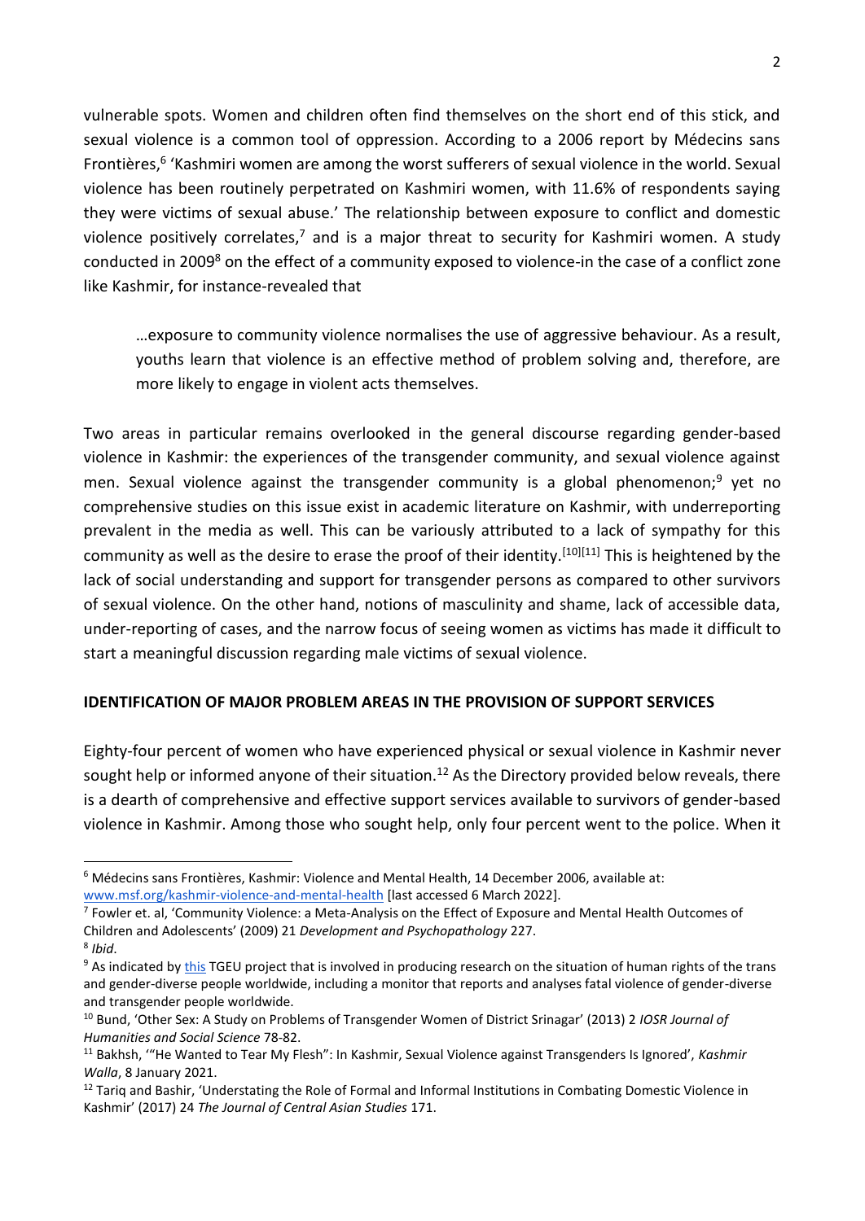vulnerable spots. Women and children often find themselves on the short end of this stick, and sexual violence is a common tool of oppression. According to a 2006 report by Médecins sans Frontières,[6] 'Kashmiri women are among the worst sufferers of sexual violence in the world. Sexual violence has been routinely perpetrated on Kashmiri women, with 11.6% of respondents saying they were victims of sexual abuse.' The relationship between exposure to conflict and domestic violence positively correlates,[7] and is a major threat to security for Kashmiri women. A study conducted in 2009[8] on the effect of a community exposed to violence-in the case of a conflict zone like Kashmir, for instance-revealed that

> …exposure to community violence normalises the use of aggressive behaviour. As a result, youths learn that violence is an effective method of problem solving and, therefore, are more likely to engage in violent acts themselves.

Two areas in particular remains overlooked in the general discourse regarding gender-based violence in Kashmir: the experiences of the transgender community, and sexual violence against men. Sexual violence against the transgender community is a global phenomenon;[9] yet no comprehensive studies on this issue exist in academic literature on Kashmir, with underreporting prevalent in the media as well. This can be variously attributed to a lack of sympathy for this community as well as the desire to erase the proof of their identity.[10][11] This is heightened by the lack of social understanding and support for transgender persons as compared to other survivors of sexual violence. On the other hand, notions of masculinity and shame, lack of accessible data, under-reporting of cases, and the narrow focus of seeing women as victims has made it difficult to start a meaningful discussion regarding male victims of sexual violence.

**IDENTIFICATION OF MAJOR PROBLEM AREAS IN THE PROVISION OF SUPPORT SERVICES**

Eighty-four percent of women who have experienced physical or sexual violence in Kashmir never sought help or informed anyone of their situation.[12] As the Directory provided below reveals, there is a dearth of comprehensive and effective support services available to survivors of gender-based violence in Kashmir. Among those who sought help, only four percent went to the police. When it

---

[6] Médecins sans Frontières, Kashmir: Violence and Mental Health, 14 December 2006, available at: www.msf.org/kashmir-violence-and-mental-health [last accessed 6 March 2022].

[7] Fowler et. al, 'Community Violence: a Meta-Analysis on the Effect of Exposure and Mental Health Outcomes of Children and Adolescents' (2009) 21 *Development and Psychopathology* 227.

[8] *Ibid*.

[9] As indicated by this TGEU project that is involved in producing research on the situation of human rights of the trans and gender-diverse people worldwide, including a monitor that reports and analyses fatal violence of gender-diverse and transgender people worldwide.

[10] Bund, 'Other Sex: A Study on Problems of Transgender Women of District Srinagar' (2013) 2 *IOSR Journal of Humanities and Social Science* 78-82.

[11] Bakhsh, '"He Wanted to Tear My Flesh": In Kashmir, Sexual Violence against Transgenders Is Ignored', *Kashmir Walla*, 8 January 2021.

[12] Tariq and Bashir, 'Understating the Role of Formal and Informal Institutions in Combating Domestic Violence in Kashmir' (2017) 24 *The Journal of Central Asian Studies* 171.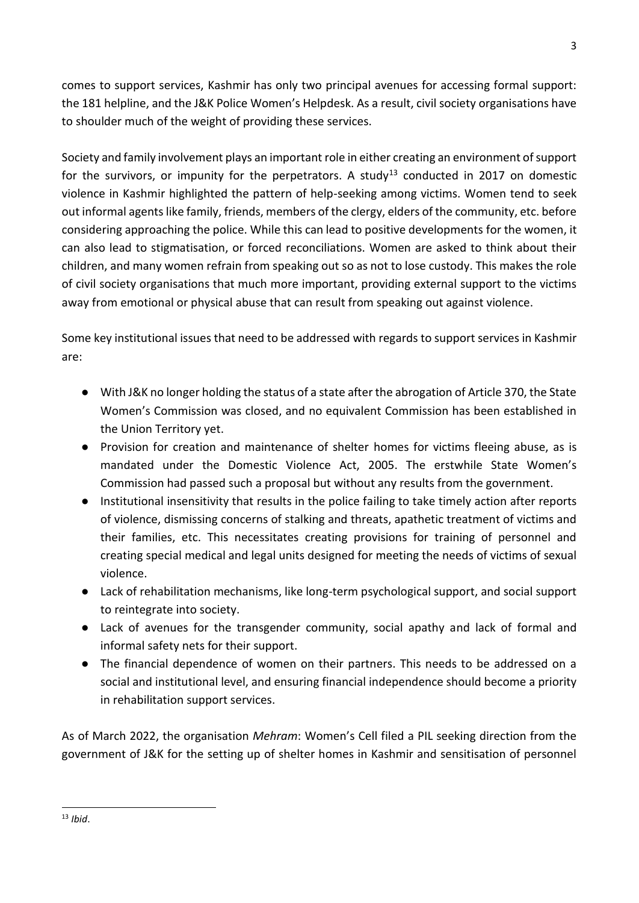comes to support services, Kashmir has only two principal avenues for accessing formal support: the 181 helpline, and the J&K Police Women's Helpdesk. As a result, civil society organisations have to shoulder much of the weight of providing these services.

Society and family involvement plays an important role in either creating an environment of support for the survivors, or impunity for the perpetrators. A study[13] conducted in 2017 on domestic violence in Kashmir highlighted the pattern of help-seeking among victims. Women tend to seek out informal agents like family, friends, members of the clergy, elders of the community, etc. before considering approaching the police. While this can lead to positive developments for the women, it can also lead to stigmatisation, or forced reconciliations. Women are asked to think about their children, and many women refrain from speaking out so as not to lose custody. This makes the role of civil society organisations that much more important, providing external support to the victims away from emotional or physical abuse that can result from speaking out against violence.

Some key institutional issues that need to be addressed with regards to support services in Kashmir are:

- With J&K no longer holding the status of a state after the abrogation of Article 370, the State Women's Commission was closed, and no equivalent Commission has been established in the Union Territory yet.
- Provision for creation and maintenance of shelter homes for victims fleeing abuse, as is mandated under the Domestic Violence Act, 2005. The erstwhile State Women's Commission had passed such a proposal but without any results from the government.
- Institutional insensitivity that results in the police failing to take timely action after reports of violence, dismissing concerns of stalking and threats, apathetic treatment of victims and their families, etc. This necessitates creating provisions for training of personnel and creating special medical and legal units designed for meeting the needs of victims of sexual violence.
- Lack of rehabilitation mechanisms, like long-term psychological support, and social support to reintegrate into society.
- Lack of avenues for the transgender community, social apathy and lack of formal and informal safety nets for their support.
- The financial dependence of women on their partners. This needs to be addressed on a social and institutional level, and ensuring financial independence should become a priority in rehabilitation support services.

As of March 2022, the organisation *Mehram*: Women's Cell filed a PIL seeking direction from the government of J&K for the setting up of shelter homes in Kashmir and sensitisation of personnel

[13] *Ibid*.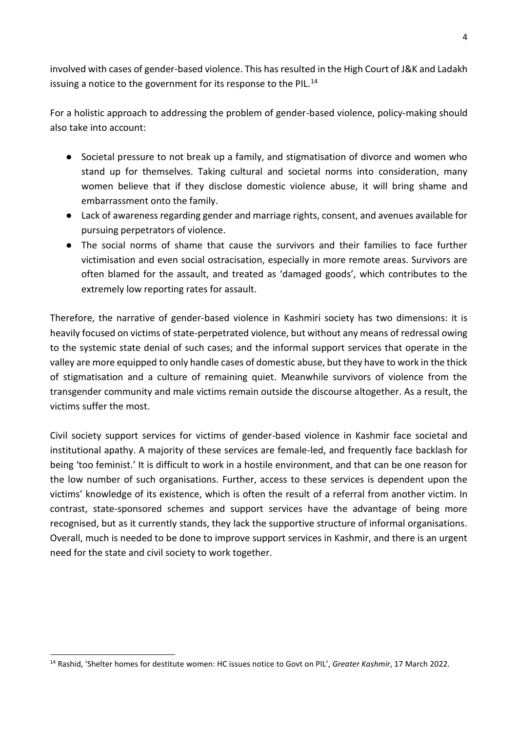involved with cases of gender-based violence. This has resulted in the High Court of J&K and Ladakh issuing a notice to the government for its response to the PIL.[14]

For a holistic approach to addressing the problem of gender-based violence, policy-making should also take into account:

- Societal pressure to not break up a family, and stigmatisation of divorce and women who stand up for themselves. Taking cultural and societal norms into consideration, many women believe that if they disclose domestic violence abuse, it will bring shame and embarrassment onto the family.
- Lack of awareness regarding gender and marriage rights, consent, and avenues available for pursuing perpetrators of violence.
- The social norms of shame that cause the survivors and their families to face further victimisation and even social ostracisation, especially in more remote areas. Survivors are often blamed for the assault, and treated as 'damaged goods', which contributes to the extremely low reporting rates for assault.

Therefore, the narrative of gender-based violence in Kashmiri society has two dimensions: it is heavily focused on victims of state-perpetrated violence, but without any means of redressal owing to the systemic state denial of such cases; and the informal support services that operate in the valley are more equipped to only handle cases of domestic abuse, but they have to work in the thick of stigmatisation and a culture of remaining quiet. Meanwhile survivors of violence from the transgender community and male victims remain outside the discourse altogether. As a result, the victims suffer the most.

Civil society support services for victims of gender-based violence in Kashmir face societal and institutional apathy. A majority of these services are female-led, and frequently face backlash for being 'too feminist.' It is difficult to work in a hostile environment, and that can be one reason for the low number of such organisations. Further, access to these services is dependent upon the victims' knowledge of its existence, which is often the result of a referral from another victim. In contrast, state-sponsored schemes and support services have the advantage of being more recognised, but as it currently stands, they lack the supportive structure of informal organisations. Overall, much is needed to be done to improve support services in Kashmir, and there is an urgent need for the state and civil society to work together.

---

[14] Rashid, 'Shelter homes for destitute women: HC issues notice to Govt on PIL', *Greater Kashmir*, 17 March 2022.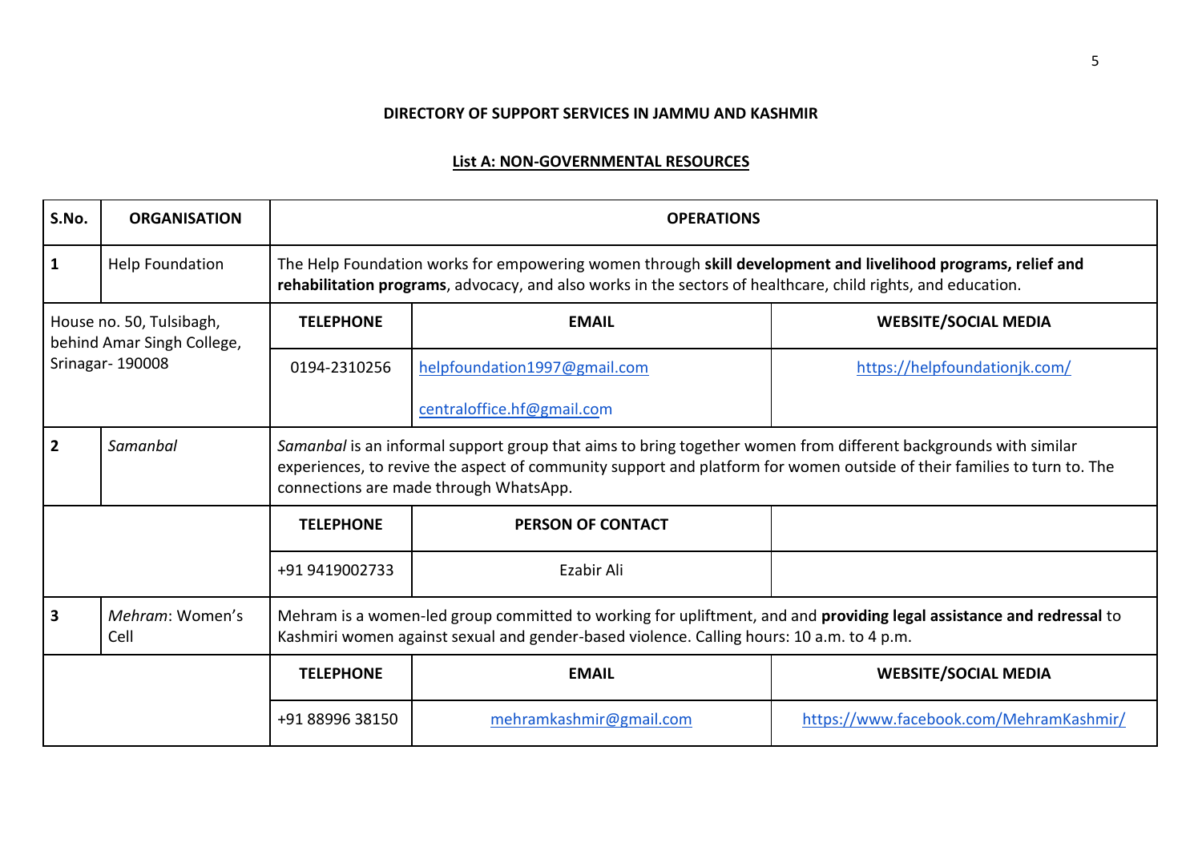**DIRECTORY OF SUPPORT SERVICES IN JAMMU AND KASHMIR**

**List A: NON-GOVERNMENTAL RESOURCES**

| S.No. | ORGANISATION | OPERATIONS | | |
|---|---|---|---|---|
| **1** | Help Foundation | The Help Foundation works for empowering women through **skill development and livelihood programs, relief and rehabilitation programs**, advocacy, and also works in the sectors of healthcare, child rights, and education. | | |
| House no. 50, Tulsibagh, behind Amar Singh College, Srinagar- 190008 | | **TELEPHONE** | **EMAIL** | **WEBSITE/SOCIAL MEDIA** |
| | | 0194-2310256 | helpfoundation1997@gmail.com<br><br>centraloffice.hf@gmail.com | https://helpfoundationjk.com/ |
| **2** | *Samanbal* | *Samanbal* is an informal support group that aims to bring together women from different backgrounds with similar experiences, to revive the aspect of community support and platform for women outside of their families to turn to. The connections are made through WhatsApp. | | |
| | | **TELEPHONE** | **PERSON OF CONTACT** | |
| | | +91 9419002733 | Ezabir Ali | |
| **3** | *Mehram*: Women's Cell | Mehram is a women-led group committed to working for upliftment, and and **providing legal assistance and redressal** to Kashmiri women against sexual and gender-based violence. Calling hours: 10 a.m. to 4 p.m. | | |
| | | **TELEPHONE** | **EMAIL** | **WEBSITE/SOCIAL MEDIA** |
| | | +91 88996 38150 | mehramkashmir@gmail.com | https://www.facebook.com/MehramKashmir/ |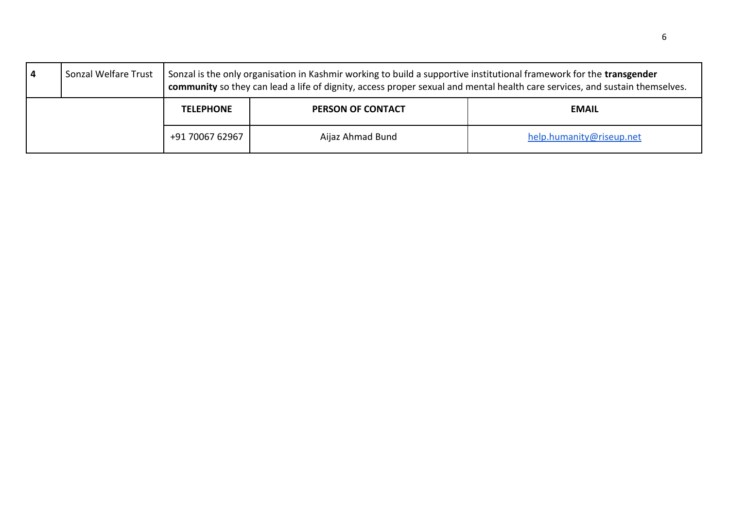| 4 | Sonzal Welfare Trust | Sonzal is the only organisation in Kashmir working to build a supportive institutional framework for the **transgender community** so they can lead a life of dignity, access proper sexual and mental health care services, and sustain themselves. | | |
|---|---|---|---|---|
| | | **TELEPHONE** | **PERSON OF CONTACT** | **EMAIL** |
| | | +91 70067 62967 | Aijaz Ahmad Bund | help.humanity@riseup.net |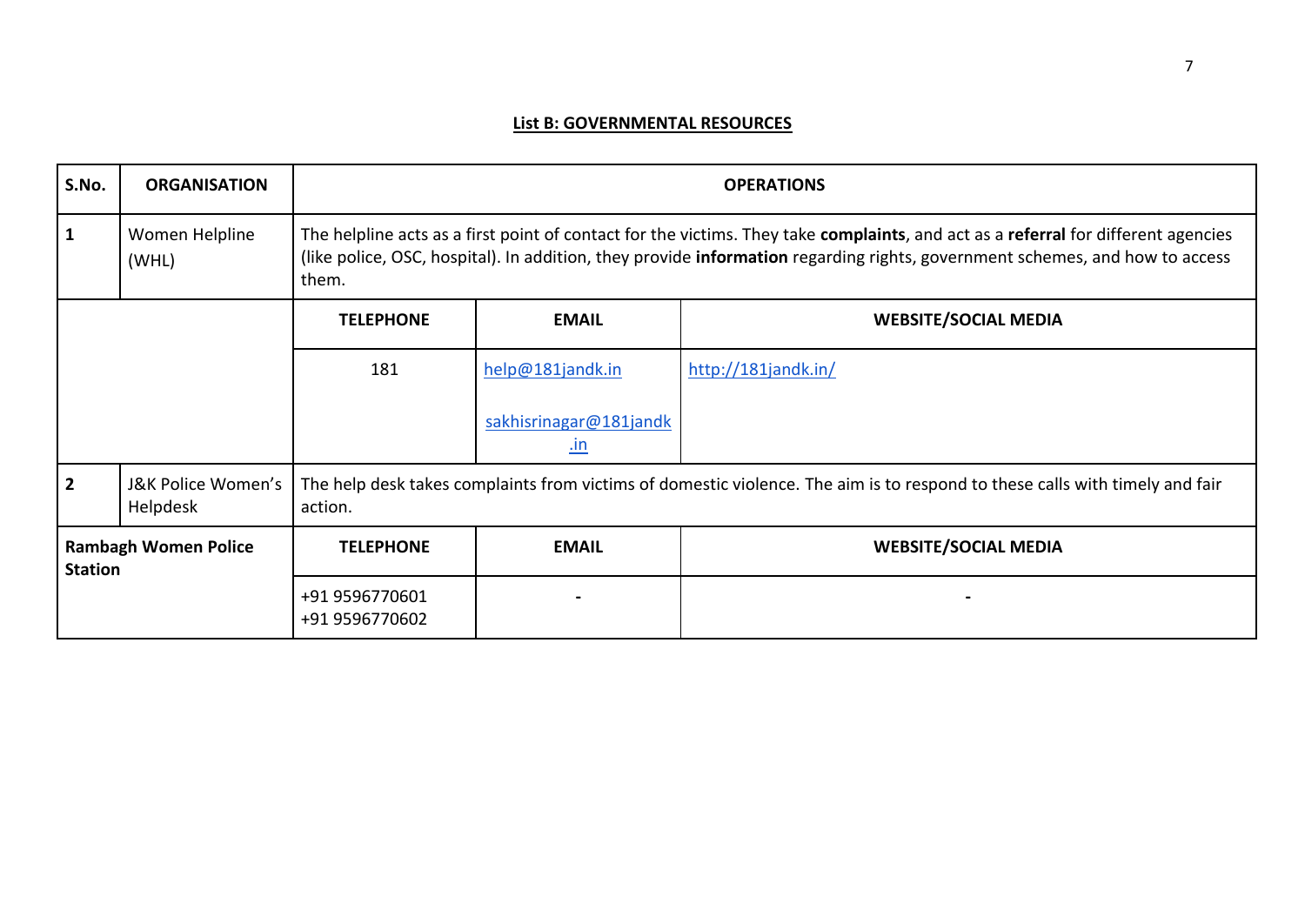## List B: GOVERNMENTAL RESOURCES

| S.No. | ORGANISATION | OPERATIONS | | |
|---|---|---|---|---|
| **1** | Women Helpline (WHL) | The helpline acts as a first point of contact for the victims. They take **complaints**, and act as a **referral** for different agencies (like police, OSC, hospital). In addition, they provide **information** regarding rights, government schemes, and how to access them. | | |
| | | **TELEPHONE** | **EMAIL** | **WEBSITE/SOCIAL MEDIA** |
| | | 181 | help@181jandk.in<br><br>sakhisrinagar@181jandk.in | http://181jandk.in/ |
| **2** | J&K Police Women's Helpdesk | The help desk takes complaints from victims of domestic violence. The aim is to respond to these calls with timely and fair action. | | |
| **Rambagh Women Police Station** | | **TELEPHONE** | **EMAIL** | **WEBSITE/SOCIAL MEDIA** |
| | | +91 9596770601<br>+91 9596770602 | - | - |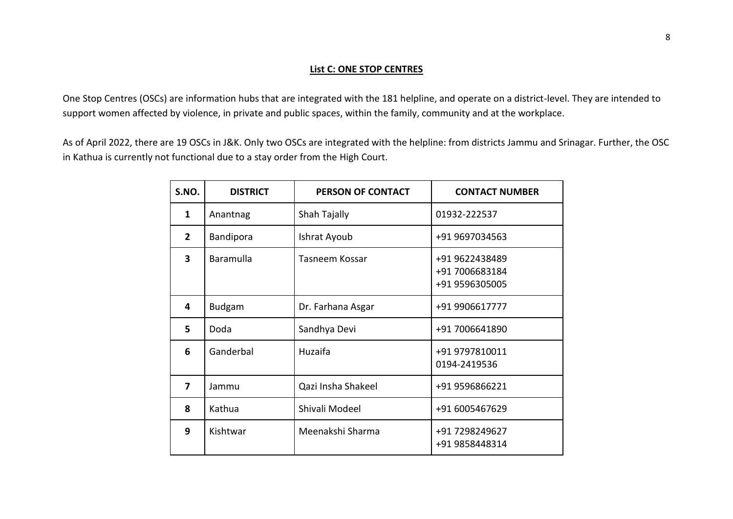## List C: ONE STOP CENTRES

One Stop Centres (OSCs) are information hubs that are integrated with the 181 helpline, and operate on a district-level. They are intended to support women affected by violence, in private and public spaces, within the family, community and at the workplace.

As of April 2022, there are 19 OSCs in J&K. Only two OSCs are integrated with the helpline: from districts Jammu and Srinagar. Further, the OSC in Kathua is currently not functional due to a stay order from the High Court.

| S.NO. | DISTRICT | PERSON OF CONTACT | CONTACT NUMBER |
|---|---|---|---|
| 1 | Anantnag | Shah Tajally | 01932-222537 |
| 2 | Bandipora | Ishrat Ayoub | +91 9697034563 |
| 3 | Baramulla | Tasneem Kossar | +91 9622438489<br>+91 7006683184<br>+91 9596305005 |
| 4 | Budgam | Dr. Farhana Asgar | +91 9906617777 |
| 5 | Doda | Sandhya Devi | +91 7006641890 |
| 6 | Ganderbal | Huzaifa | +91 9797810011<br>0194-2419536 |
| 7 | Jammu | Qazi Insha Shakeel | +91 9596866221 |
| 8 | Kathua | Shivali Modeel | +91 6005467629 |
| 9 | Kishtwar | Meenakshi Sharma | +91 7298249627<br>+91 9858448314 |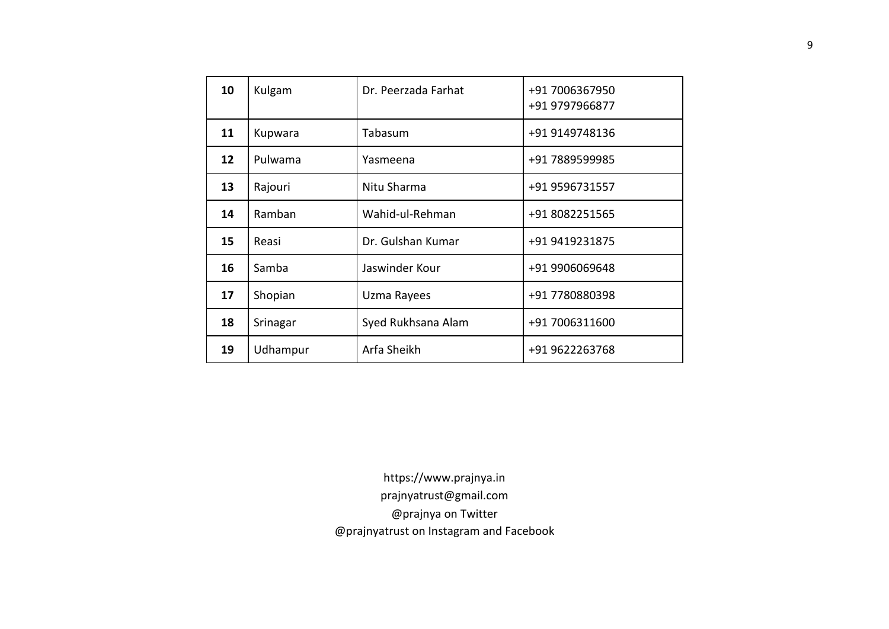| | | | |
|---|---|---|---|
| **10** | Kulgam | Dr. Peerzada Farhat | +91 7006367950<br>+91 9797966877 |
| **11** | Kupwara | Tabasum | +91 9149748136 |
| **12** | Pulwama | Yasmeena | +91 7889599985 |
| **13** | Rajouri | Nitu Sharma | +91 9596731557 |
| **14** | Ramban | Wahid-ul-Rehman | +91 8082251565 |
| **15** | Reasi | Dr. Gulshan Kumar | +91 9419231875 |
| **16** | Samba | Jaswinder Kour | +91 9906069648 |
| **17** | Shopian | Uzma Rayees | +91 7780880398 |
| **18** | Srinagar | Syed Rukhsana Alam | +91 7006311600 |
| **19** | Udhampur | Arfa Sheikh | +91 9622263768 |

https://www.prajnya.in
prajnyatrust@gmail.com
@prajnya on Twitter
@prajnyatrust on Instagram and Facebook